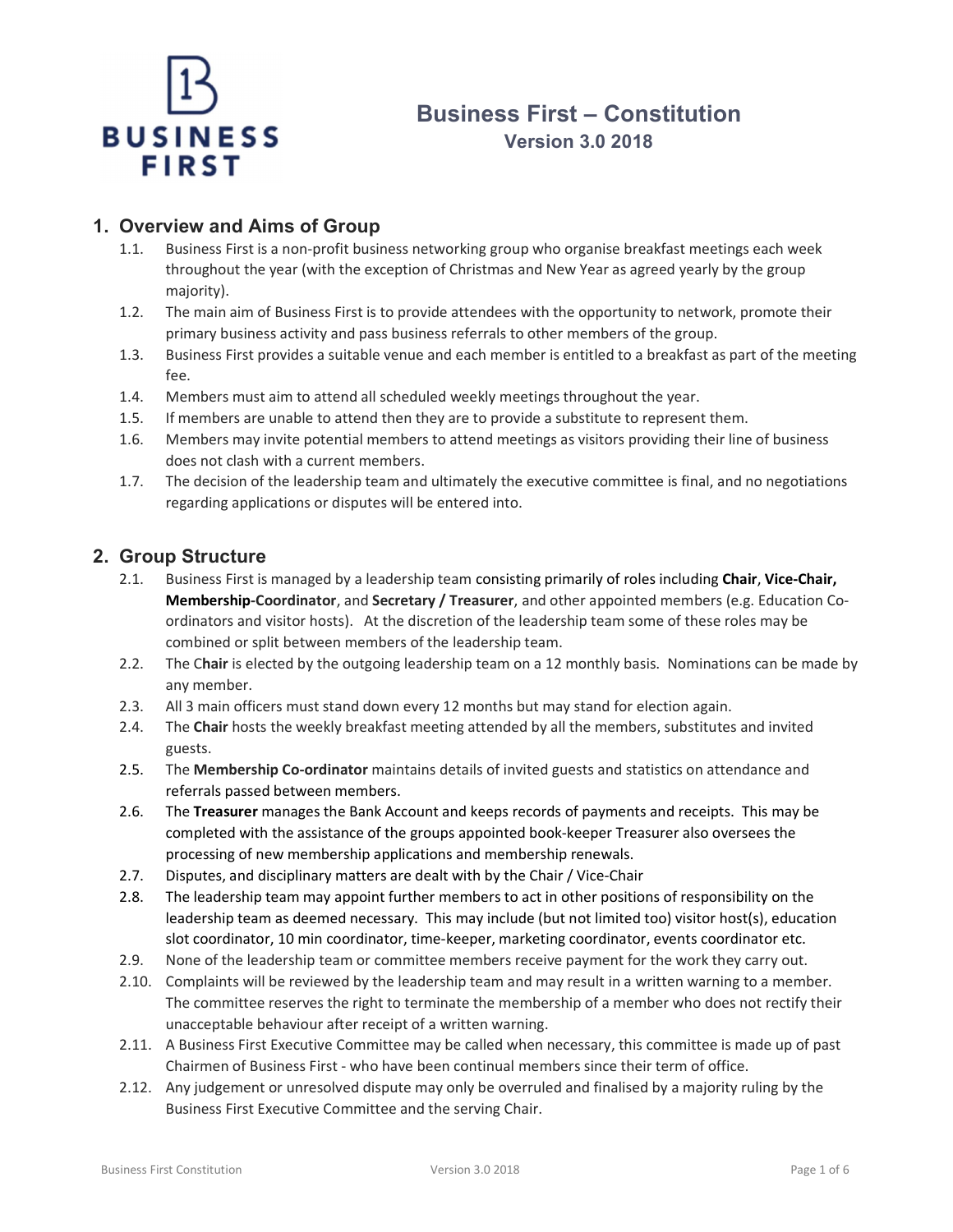# Business First – Constitution

**Version 3.0 2018**

## 1. Overview and Aims of Group

1.1. Business First is a non-profit business networking group who organise breakfast meetings each week throughout the year (with the exception of Christmas and New Year as agreed yearly by the group majority).

1.2. The main aim of Business First is to provide attendees with the opportunity to network, promote their primary business activity and pass business referrals to other members of the group.

1.3. Business First provides a suitable venue and each member is entitled to a breakfast as part of the meeting fee.

1.4. Members must aim to attend all scheduled weekly meetings throughout the year.

1.5. If members are unable to attend then they are to provide a substitute to represent them.

1.6. Members may invite potential members to attend meetings as visitors providing their line of business does not clash with a current members.

1.7. The decision of the leadership team and ultimately the executive committee is final, and no negotiations regarding applications or disputes will be entered into.

## 2. Group Structure

2.1. Business First is managed by a leadership team consisting primarily of roles including **Chair**, **Vice-Chair, Membership-Coordinator**, and **Secretary / Treasurer**, and other appointed members (e.g. Education Co-ordinators and visitor hosts). At the discretion of the leadership team some of these roles may be combined or split between members of the leadership team.

2.2. The C**hair** is elected by the outgoing leadership team on a 12 monthly basis. Nominations can be made by any member.

2.3. All 3 main officers must stand down every 12 months but may stand for election again.

2.4. The **Chair** hosts the weekly breakfast meeting attended by all the members, substitutes and invited guests.

2.5. The **Membership Co-ordinator** maintains details of invited guests and statistics on attendance and referrals passed between members.

2.6. The **Treasurer** manages the Bank Account and keeps records of payments and receipts. This may be completed with the assistance of the groups appointed book-keeper Treasurer also oversees the processing of new membership applications and membership renewals.

2.7. Disputes, and disciplinary matters are dealt with by the Chair / Vice-Chair

2.8. The leadership team may appoint further members to act in other positions of responsibility on the leadership team as deemed necessary. This may include (but not limited too) visitor host(s), education slot coordinator, 10 min coordinator, time-keeper, marketing coordinator, events coordinator etc.

2.9. None of the leadership team or committee members receive payment for the work they carry out.

2.10. Complaints will be reviewed by the leadership team and may result in a written warning to a member. The committee reserves the right to terminate the membership of a member who does not rectify their unacceptable behaviour after receipt of a written warning.

2.11. A Business First Executive Committee may be called when necessary, this committee is made up of past Chairmen of Business First - who have been continual members since their term of office.

2.12. Any judgement or unresolved dispute may only be overruled and finalised by a majority ruling by the Business First Executive Committee and the serving Chair.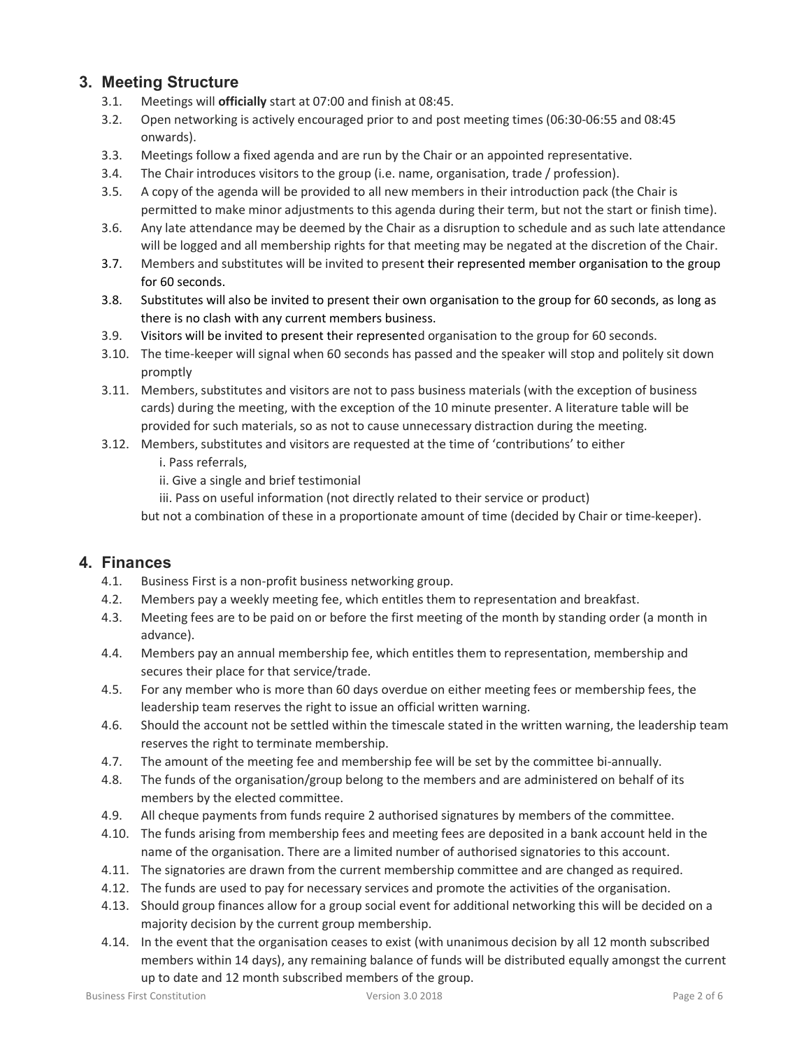## 3. Meeting Structure

3.1. Meetings will **officially** start at 07:00 and finish at 08:45.

3.2. Open networking is actively encouraged prior to and post meeting times (06:30-06:55 and 08:45 onwards).

3.3. Meetings follow a fixed agenda and are run by the Chair or an appointed representative.

3.4. The Chair introduces visitors to the group (i.e. name, organisation, trade / profession).

3.5. A copy of the agenda will be provided to all new members in their introduction pack (the Chair is permitted to make minor adjustments to this agenda during their term, but not the start or finish time).

3.6. Any late attendance may be deemed by the Chair as a disruption to schedule and as such late attendance will be logged and all membership rights for that meeting may be negated at the discretion of the Chair.

3.7. Members and substitutes will be invited to present their represented member organisation to the group for 60 seconds.

3.8. Substitutes will also be invited to present their own organisation to the group for 60 seconds, as long as there is no clash with any current members business.

3.9. Visitors will be invited to present their represented organisation to the group for 60 seconds.

3.10. The time-keeper will signal when 60 seconds has passed and the speaker will stop and politely sit down promptly

3.11. Members, substitutes and visitors are not to pass business materials (with the exception of business cards) during the meeting, with the exception of the 10 minute presenter. A literature table will be provided for such materials, so as not to cause unnecessary distraction during the meeting.

3.12. Members, substitutes and visitors are requested at the time of 'contributions' to either

i. Pass referrals,

ii. Give a single and brief testimonial

iii. Pass on useful information (not directly related to their service or product)

but not a combination of these in a proportionate amount of time (decided by Chair or time-keeper).

## 4. Finances

4.1. Business First is a non-profit business networking group.

4.2. Members pay a weekly meeting fee, which entitles them to representation and breakfast.

4.3. Meeting fees are to be paid on or before the first meeting of the month by standing order (a month in advance).

4.4. Members pay an annual membership fee, which entitles them to representation, membership and secures their place for that service/trade.

4.5. For any member who is more than 60 days overdue on either meeting fees or membership fees, the leadership team reserves the right to issue an official written warning.

4.6. Should the account not be settled within the timescale stated in the written warning, the leadership team reserves the right to terminate membership.

4.7. The amount of the meeting fee and membership fee will be set by the committee bi-annually.

4.8. The funds of the organisation/group belong to the members and are administered on behalf of its members by the elected committee.

4.9. All cheque payments from funds require 2 authorised signatures by members of the committee.

4.10. The funds arising from membership fees and meeting fees are deposited in a bank account held in the name of the organisation. There are a limited number of authorised signatories to this account.

4.11. The signatories are drawn from the current membership committee and are changed as required.

4.12. The funds are used to pay for necessary services and promote the activities of the organisation.

4.13. Should group finances allow for a group social event for additional networking this will be decided on a majority decision by the current group membership.

4.14. In the event that the organisation ceases to exist (with unanimous decision by all 12 month subscribed members within 14 days), any remaining balance of funds will be distributed equally amongst the current up to date and 12 month subscribed members of the group.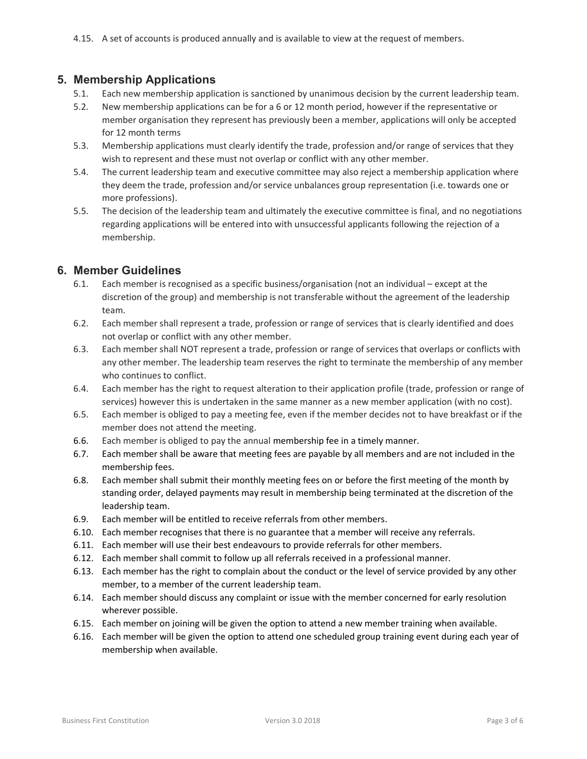4.15. A set of accounts is produced annually and is available to view at the request of members.

## 5. Membership Applications

5.1. Each new membership application is sanctioned by unanimous decision by the current leadership team.

5.2. New membership applications can be for a 6 or 12 month period, however if the representative or member organisation they represent has previously been a member, applications will only be accepted for 12 month terms

5.3. Membership applications must clearly identify the trade, profession and/or range of services that they wish to represent and these must not overlap or conflict with any other member.

5.4. The current leadership team and executive committee may also reject a membership application where they deem the trade, profession and/or service unbalances group representation (i.e. towards one or more professions).

5.5. The decision of the leadership team and ultimately the executive committee is final, and no negotiations regarding applications will be entered into with unsuccessful applicants following the rejection of a membership.

## 6. Member Guidelines

6.1. Each member is recognised as a specific business/organisation (not an individual – except at the discretion of the group) and membership is not transferable without the agreement of the leadership team.

6.2. Each member shall represent a trade, profession or range of services that is clearly identified and does not overlap or conflict with any other member.

6.3. Each member shall NOT represent a trade, profession or range of services that overlaps or conflicts with any other member. The leadership team reserves the right to terminate the membership of any member who continues to conflict.

6.4. Each member has the right to request alteration to their application profile (trade, profession or range of services) however this is undertaken in the same manner as a new member application (with no cost).

6.5. Each member is obliged to pay a meeting fee, even if the member decides not to have breakfast or if the member does not attend the meeting.

6.6. Each member is obliged to pay the annual membership fee in a timely manner.

6.7. Each member shall be aware that meeting fees are payable by all members and are not included in the membership fees.

6.8. Each member shall submit their monthly meeting fees on or before the first meeting of the month by standing order, delayed payments may result in membership being terminated at the discretion of the leadership team.

6.9. Each member will be entitled to receive referrals from other members.

6.10. Each member recognises that there is no guarantee that a member will receive any referrals.

6.11. Each member will use their best endeavours to provide referrals for other members.

6.12. Each member shall commit to follow up all referrals received in a professional manner.

6.13. Each member has the right to complain about the conduct or the level of service provided by any other member, to a member of the current leadership team.

6.14. Each member should discuss any complaint or issue with the member concerned for early resolution wherever possible.

6.15. Each member on joining will be given the option to attend a new member training when available.

6.16. Each member will be given the option to attend one scheduled group training event during each year of membership when available.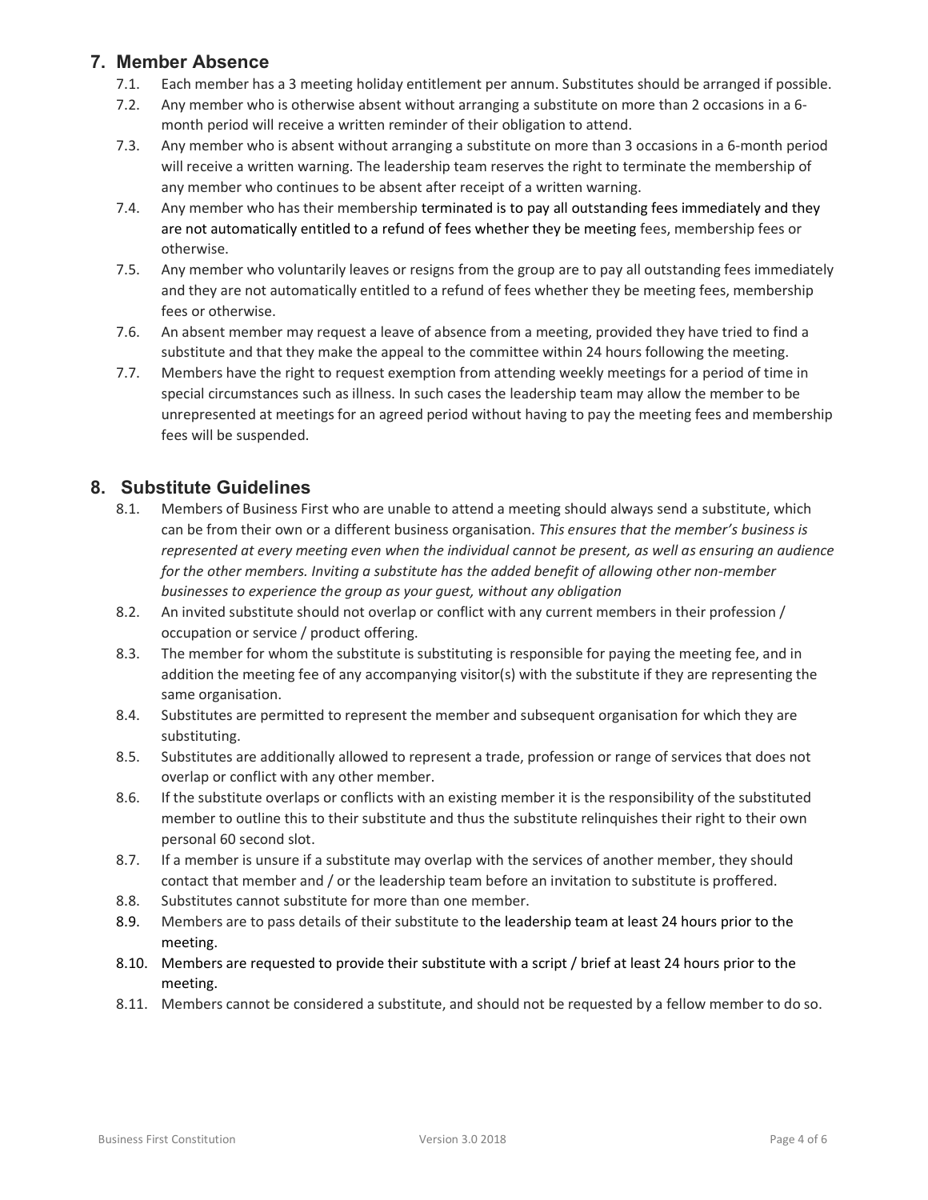## 7. Member Absence

7.1. Each member has a 3 meeting holiday entitlement per annum. Substitutes should be arranged if possible.

7.2. Any member who is otherwise absent without arranging a substitute on more than 2 occasions in a 6-month period will receive a written reminder of their obligation to attend.

7.3. Any member who is absent without arranging a substitute on more than 3 occasions in a 6-month period will receive a written warning. The leadership team reserves the right to terminate the membership of any member who continues to be absent after receipt of a written warning.

7.4. Any member who has their membership terminated is to pay all outstanding fees immediately and they are not automatically entitled to a refund of fees whether they be meeting fees, membership fees or otherwise.

7.5. Any member who voluntarily leaves or resigns from the group are to pay all outstanding fees immediately and they are not automatically entitled to a refund of fees whether they be meeting fees, membership fees or otherwise.

7.6. An absent member may request a leave of absence from a meeting, provided they have tried to find a substitute and that they make the appeal to the committee within 24 hours following the meeting.

7.7. Members have the right to request exemption from attending weekly meetings for a period of time in special circumstances such as illness. In such cases the leadership team may allow the member to be unrepresented at meetings for an agreed period without having to pay the meeting fees and membership fees will be suspended.

## 8. Substitute Guidelines

8.1. Members of Business First who are unable to attend a meeting should always send a substitute, which can be from their own or a different business organisation. *This ensures that the member's business is represented at every meeting even when the individual cannot be present, as well as ensuring an audience for the other members. Inviting a substitute has the added benefit of allowing other non-member businesses to experience the group as your guest, without any obligation*

8.2. An invited substitute should not overlap or conflict with any current members in their profession / occupation or service / product offering.

8.3. The member for whom the substitute is substituting is responsible for paying the meeting fee, and in addition the meeting fee of any accompanying visitor(s) with the substitute if they are representing the same organisation.

8.4. Substitutes are permitted to represent the member and subsequent organisation for which they are substituting.

8.5. Substitutes are additionally allowed to represent a trade, profession or range of services that does not overlap or conflict with any other member.

8.6. If the substitute overlaps or conflicts with an existing member it is the responsibility of the substituted member to outline this to their substitute and thus the substitute relinquishes their right to their own personal 60 second slot.

8.7. If a member is unsure if a substitute may overlap with the services of another member, they should contact that member and / or the leadership team before an invitation to substitute is proffered.

8.8. Substitutes cannot substitute for more than one member.

8.9. Members are to pass details of their substitute to the leadership team at least 24 hours prior to the meeting.

8.10. Members are requested to provide their substitute with a script / brief at least 24 hours prior to the meeting.

8.11. Members cannot be considered a substitute, and should not be requested by a fellow member to do so.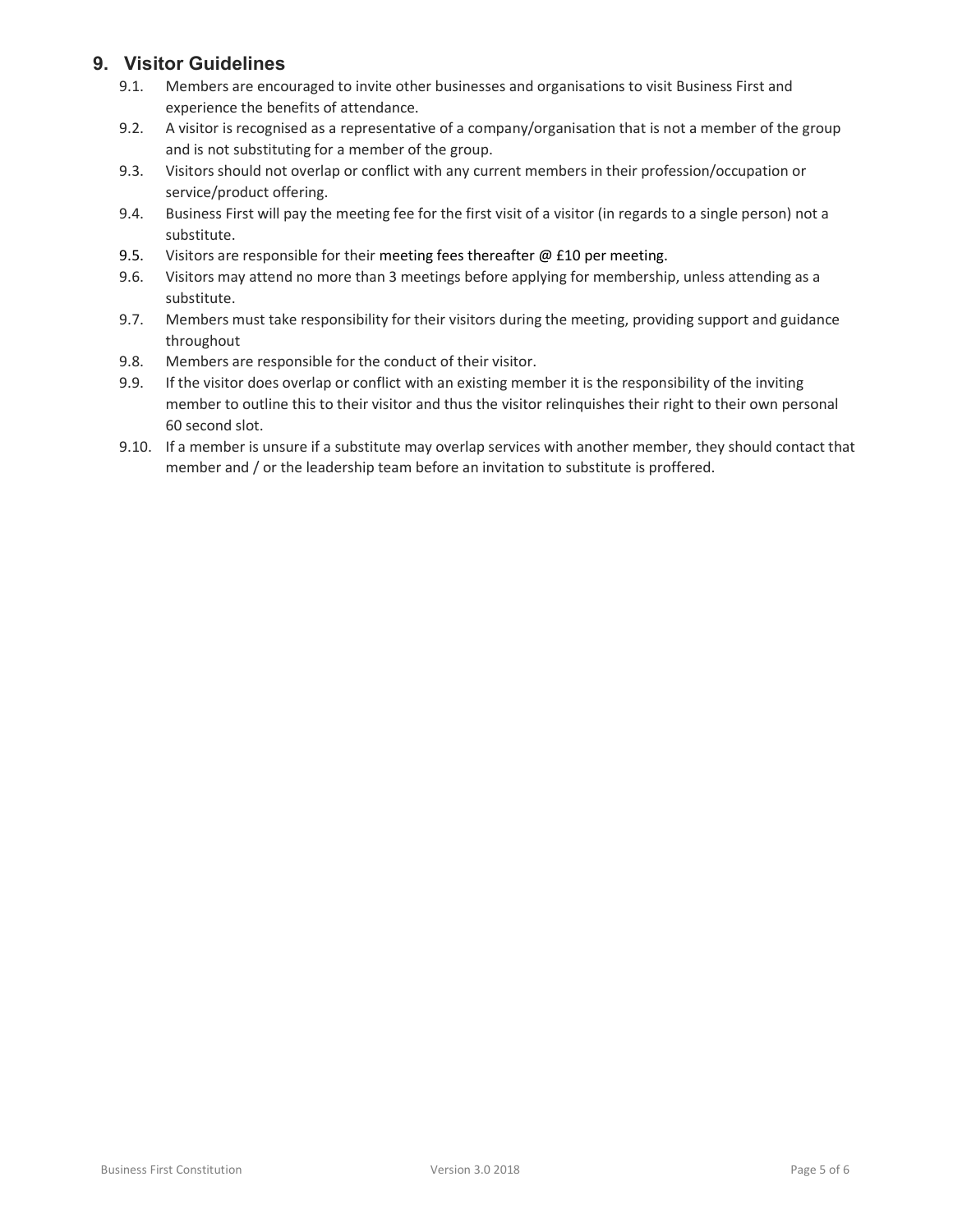## 9. Visitor Guidelines

9.1. Members are encouraged to invite other businesses and organisations to visit Business First and experience the benefits of attendance.

9.2. A visitor is recognised as a representative of a company/organisation that is not a member of the group and is not substituting for a member of the group.

9.3. Visitors should not overlap or conflict with any current members in their profession/occupation or service/product offering.

9.4. Business First will pay the meeting fee for the first visit of a visitor (in regards to a single person) not a substitute.

9.5. Visitors are responsible for their meeting fees thereafter @ £10 per meeting.

9.6. Visitors may attend no more than 3 meetings before applying for membership, unless attending as a substitute.

9.7. Members must take responsibility for their visitors during the meeting, providing support and guidance throughout

9.8. Members are responsible for the conduct of their visitor.

9.9. If the visitor does overlap or conflict with an existing member it is the responsibility of the inviting member to outline this to their visitor and thus the visitor relinquishes their right to their own personal 60 second slot.

9.10. If a member is unsure if a substitute may overlap services with another member, they should contact that member and / or the leadership team before an invitation to substitute is proffered.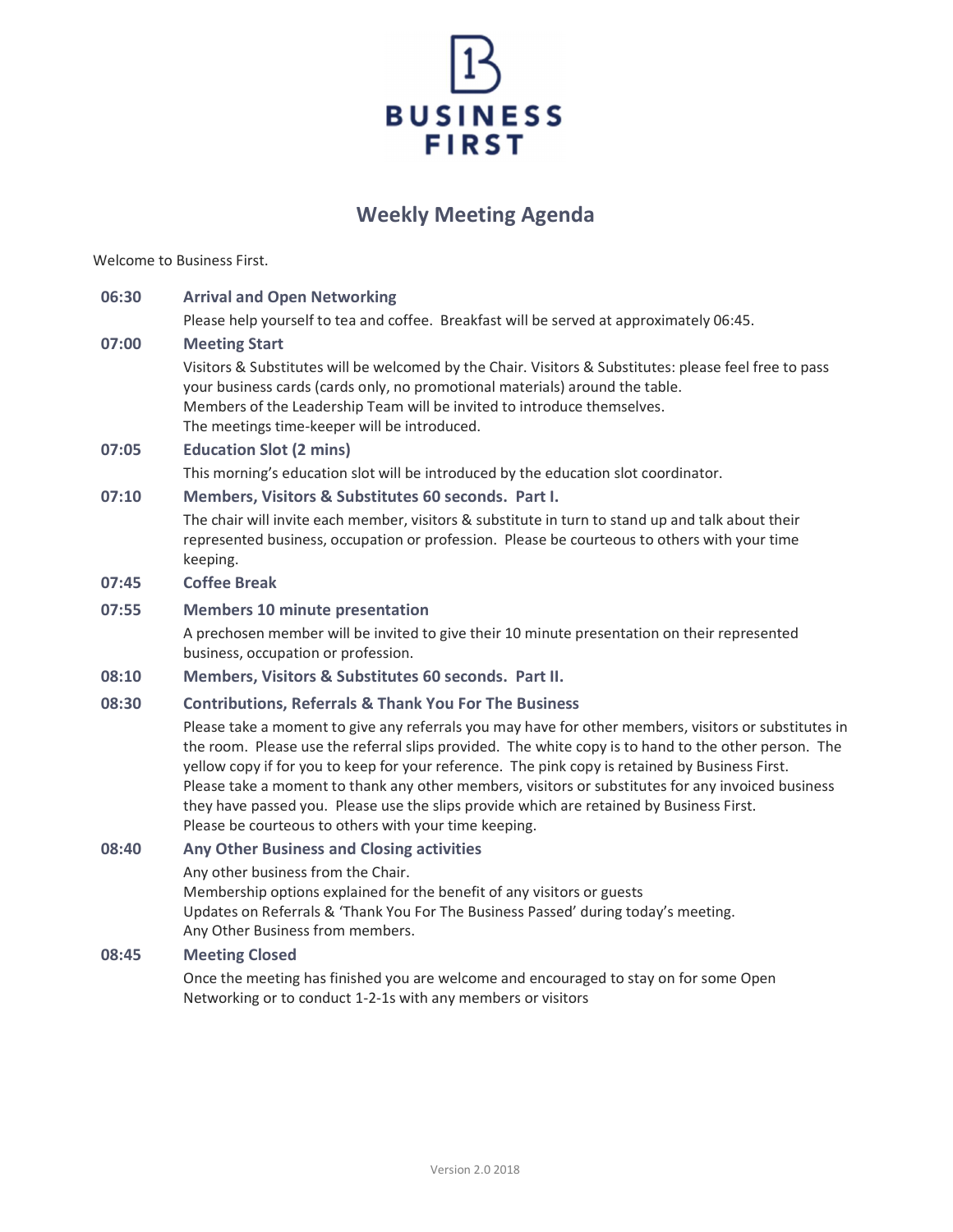BUSINESS FIRST

# Weekly Meeting Agenda

Welcome to Business First.

**06:30 Arrival and Open Networking**

Please help yourself to tea and coffee. Breakfast will be served at approximately 06:45.

**07:00 Meeting Start**

Visitors & Substitutes will be welcomed by the Chair. Visitors & Substitutes: please feel free to pass your business cards (cards only, no promotional materials) around the table.
Members of the Leadership Team will be invited to introduce themselves.
The meetings time-keeper will be introduced.

**07:05 Education Slot (2 mins)**

This morning's education slot will be introduced by the education slot coordinator.

**07:10 Members, Visitors & Substitutes 60 seconds. Part I.**

The chair will invite each member, visitors & substitute in turn to stand up and talk about their represented business, occupation or profession. Please be courteous to others with your time keeping.

**07:45 Coffee Break**

**07:55 Members 10 minute presentation**

A prechosen member will be invited to give their 10 minute presentation on their represented business, occupation or profession.

**08:10 Members, Visitors & Substitutes 60 seconds. Part II.**

**08:30 Contributions, Referrals & Thank You For The Business**

Please take a moment to give any referrals you may have for other members, visitors or substitutes in the room. Please use the referral slips provided. The white copy is to hand to the other person. The yellow copy if for you to keep for your reference. The pink copy is retained by Business First.
Please take a moment to thank any other members, visitors or substitutes for any invoiced business they have passed you. Please use the slips provide which are retained by Business First.
Please be courteous to others with your time keeping.

**08:40 Any Other Business and Closing activities**

Any other business from the Chair.
Membership options explained for the benefit of any visitors or guests
Updates on Referrals & 'Thank You For The Business Passed' during today's meeting.
Any Other Business from members.

**08:45 Meeting Closed**

Once the meeting has finished you are welcome and encouraged to stay on for some Open Networking or to conduct 1-2-1s with any members or visitors

Version 2.0 2018